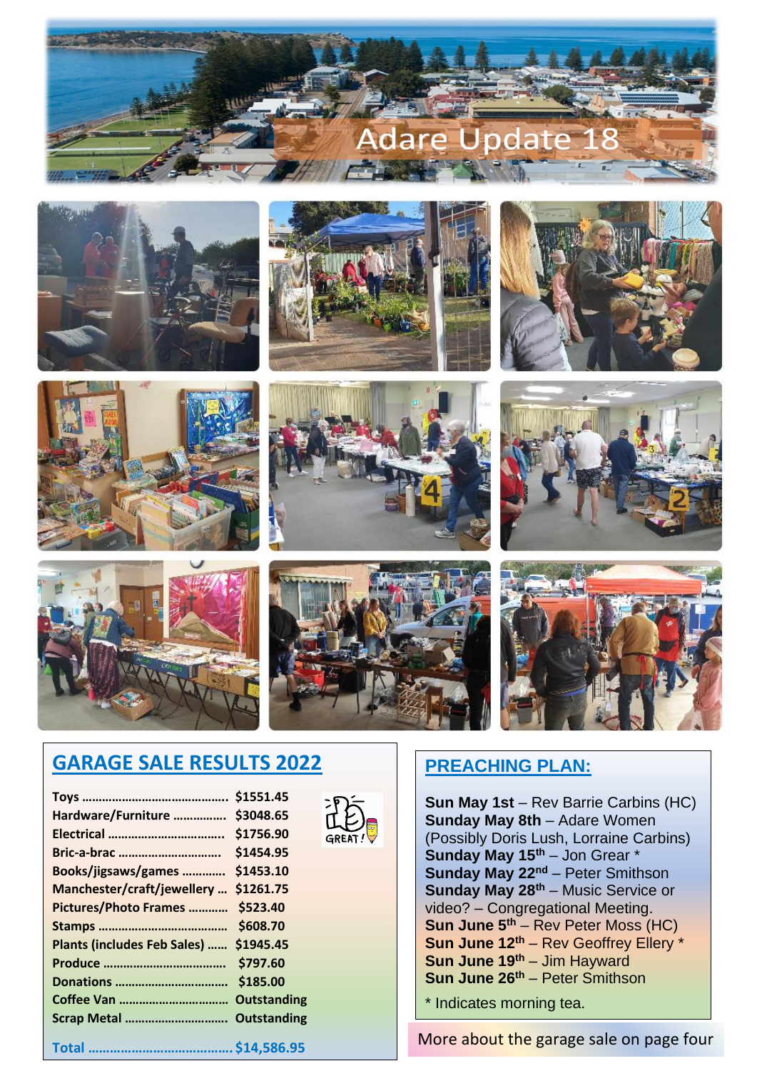# Adare Update 18

## GARAGE SALE RESULTS 2022

| Item | Amount |
|---|---|
| Toys | $1551.45 |
| Hardware/Furniture | $3048.65 |
| Electrical | $1756.90 |
| Bric-a-brac | $1454.95 |
| Books/jigsaws/games | $1453.10 |
| Manchester/craft/jewellery | $1261.75 |
| Pictures/Photo Frames | $523.40 |
| Stamps | $608.70 |
| Plants (includes Feb Sales) | $1945.45 |
| Produce | $797.60 |
| Donations | $185.00 |
| Coffee Van | Outstanding |
| Scrap Metal | Outstanding |
| **Total** | **$14,586.95** |

GREAT!

## PREACHING PLAN:

**Sun May 1st** – Rev Barrie Carbins (HC)
**Sunday May 8th** – Adare Women (Possibly Doris Lush, Lorraine Carbins)
**Sunday May 15th** – Jon Grear *
**Sunday May 22nd** – Peter Smithson
**Sunday May 28th** – Music Service or video? – Congregational Meeting.
**Sun June 5th** – Rev Peter Moss (HC)
**Sun June 12th** – Rev Geoffrey Ellery *
**Sun June 19th** – Jim Hayward
**Sun June 26th** – Peter Smithson

* Indicates morning tea.

More about the garage sale on page four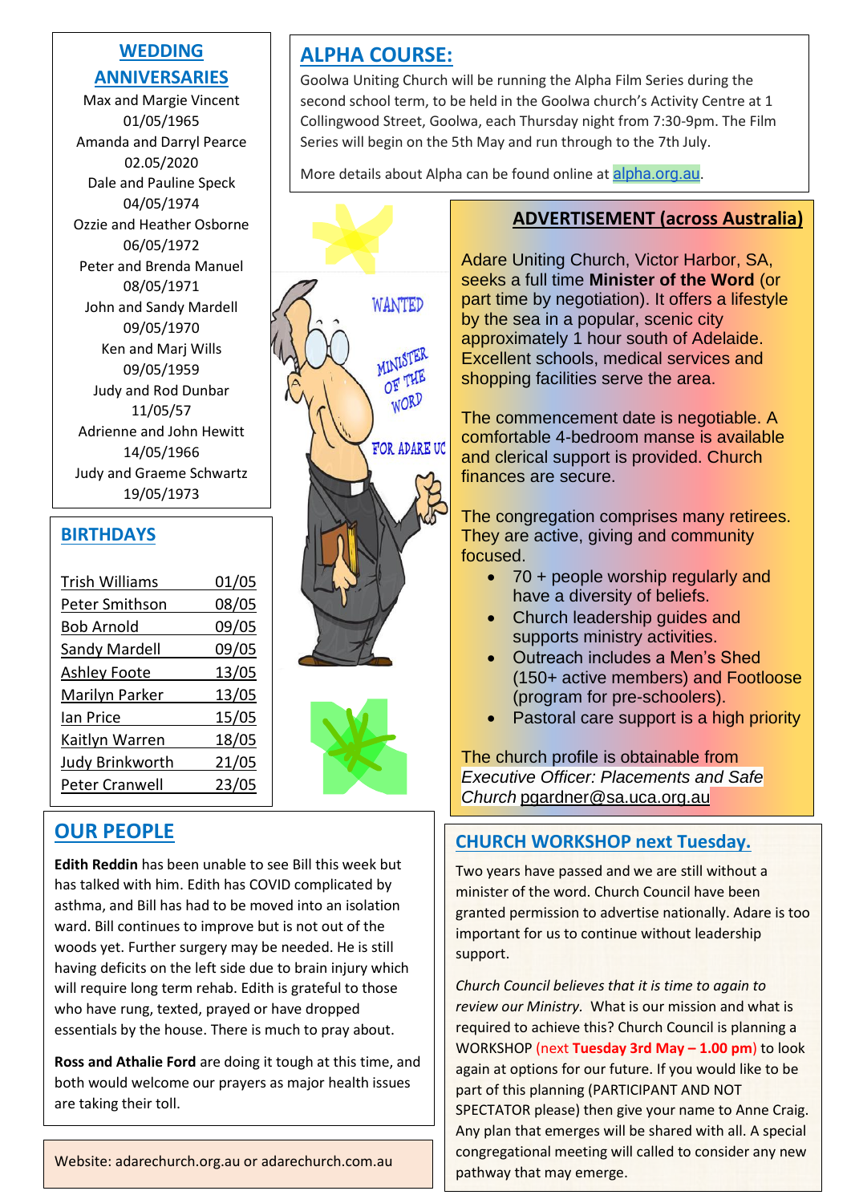## WEDDING ANNIVERSARIES

Max and Margie Vincent
01/05/1965

Amanda and Darryl Pearce
02.05/2020

Dale and Pauline Speck
04/05/1974

Ozzie and Heather Osborne
06/05/1972

Peter and Brenda Manuel
08/05/1971

John and Sandy Mardell
09/05/1970

Ken and Marj Wills
09/05/1959

Judy and Rod Dunbar
11/05/57

Adrienne and John Hewitt
14/05/1966

Judy and Graeme Schwartz
19/05/1973

## BIRTHDAYS

| | |
|---|---|
| Trish Williams | 01/05 |
| Peter Smithson | 08/05 |
| Bob Arnold | 09/05 |
| Sandy Mardell | 09/05 |
| Ashley Foote | 13/05 |
| Marilyn Parker | 13/05 |
| Ian Price | 15/05 |
| Kaitlyn Warren | 18/05 |
| Judy Brinkworth | 21/05 |
| Peter Cranwell | 23/05 |

## ALPHA COURSE:

Goolwa Uniting Church will be running the Alpha Film Series during the second school term, to be held in the Goolwa church's Activity Centre at 1 Collingwood Street, Goolwa, each Thursday night from 7:30-9pm. The Film Series will begin on the 5th May and run through to the 7th July.

More details about Alpha can be found online at alpha.org.au.

WANTED MINISTER OF THE WORD FOR ADARE UC

## ADVERTISEMENT (across Australia)

Adare Uniting Church, Victor Harbor, SA, seeks a full time **Minister of the Word** (or part time by negotiation). It offers a lifestyle by the sea in a popular, scenic city approximately 1 hour south of Adelaide. Excellent schools, medical services and shopping facilities serve the area.

The commencement date is negotiable. A comfortable 4-bedroom manse is available and clerical support is provided. Church finances are secure.

The congregation comprises many retirees. They are active, giving and community focused.

- 70 + people worship regularly and have a diversity of beliefs.
- Church leadership guides and supports ministry activities.
- Outreach includes a Men's Shed (150+ active members) and Footloose (program for pre-schoolers).
- Pastoral care support is a high priority

The church profile is obtainable from *Executive Officer: Placements and Safe Church* pgardner@sa.uca.org.au

## OUR PEOPLE

**Edith Reddin** has been unable to see Bill this week but has talked with him. Edith has COVID complicated by asthma, and Bill has had to be moved into an isolation ward. Bill continues to improve but is not out of the woods yet. Further surgery may be needed. He is still having deficits on the left side due to brain injury which will require long term rehab. Edith is grateful to those who have rung, texted, prayed or have dropped essentials by the house. There is much to pray about.

**Ross and Athalie Ford** are doing it tough at this time, and both would welcome our prayers as major health issues are taking their toll.

Website: adarechurch.org.au or adarechurch.com.au

## CHURCH WORKSHOP next Tuesday.

Two years have passed and we are still without a minister of the word. Church Council have been granted permission to advertise nationally. Adare is too important for us to continue without leadership support.

*Church Council believes that it is time to again to review our Ministry.* What is our mission and what is required to achieve this? Church Council is planning a WORKSHOP (next **Tuesday 3rd May – 1.00 pm**) to look again at options for our future. If you would like to be part of this planning (PARTICIPANT AND NOT SPECTATOR please) then give your name to Anne Craig. Any plan that emerges will be shared with all. A special congregational meeting will called to consider any new pathway that may emerge.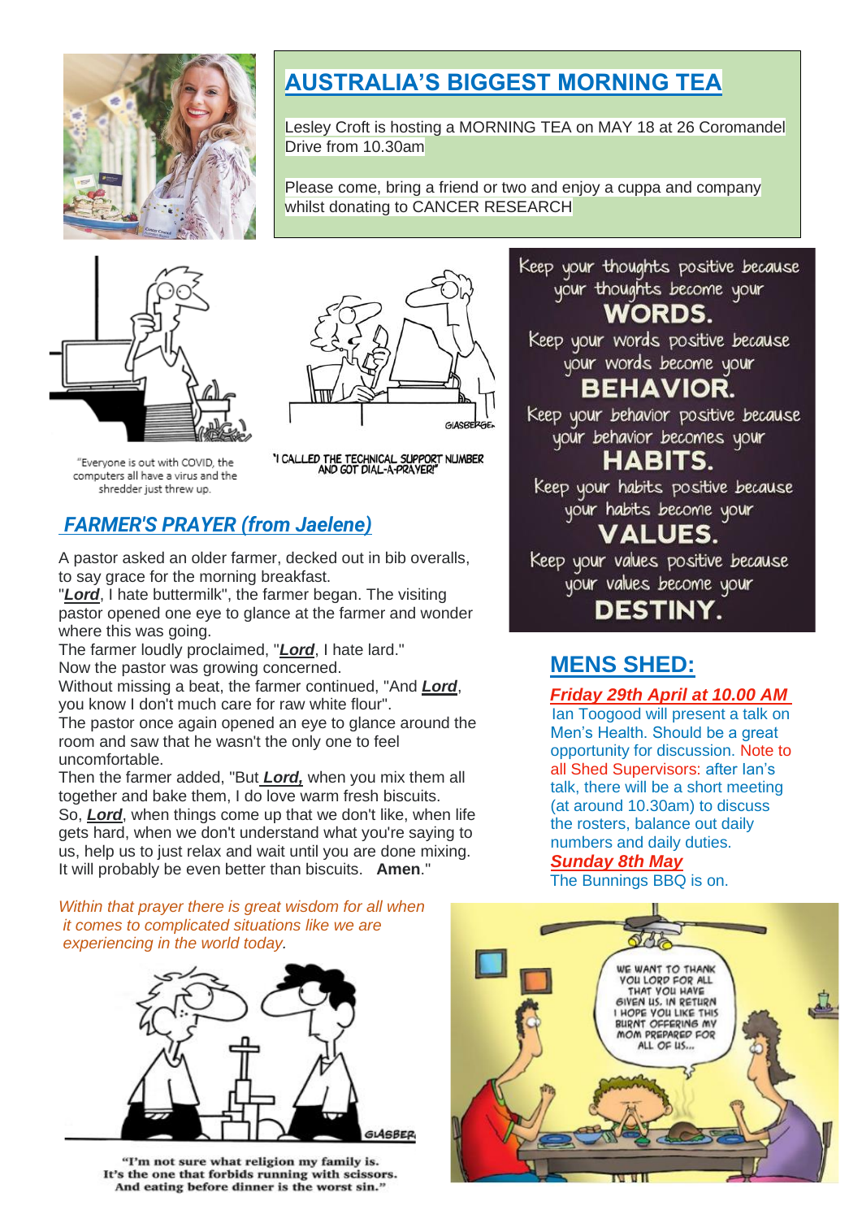## AUSTRALIA'S BIGGEST MORNING TEA

Lesley Croft is hosting a MORNING TEA on MAY 18 at 26 Coromandel Drive from 10.30am

Please come, bring a friend or two and enjoy a cuppa and company whilst donating to CANCER RESEARCH

"Everyone is out with COVID, the computers all have a virus and the shredder just threw up.

"I CALLED THE TECHNICAL SUPPORT NUMBER AND GOT DIAL-A-PRAYER!"

## *FARMER'S PRAYER (from Jaelene)*

A pastor asked an older farmer, decked out in bib overalls, to say grace for the morning breakfast.

"***Lord***, I hate buttermilk", the farmer began. The visiting pastor opened one eye to glance at the farmer and wonder where this was going.

The farmer loudly proclaimed, "***Lord***, I hate lard."

Now the pastor was growing concerned.

Without missing a beat, the farmer continued, "And ***Lord***, you know I don't much care for raw white flour".

The pastor once again opened an eye to glance around the room and saw that he wasn't the only one to feel uncomfortable.

Then the farmer added, "But ***Lord,*** when you mix them all together and bake them, I do love warm fresh biscuits.

So, ***Lord***, when things come up that we don't like, when life gets hard, when we don't understand what you're saying to us, help us to just relax and wait until you are done mixing. It will probably be even better than biscuits. **Amen**."

*Within that prayer there is great wisdom for all when it comes to complicated situations like we are experiencing in the world today.*

"I'm not sure what religion my family is. It's the one that forbids running with scissors. And eating before dinner is the worst sin."

Keep your thoughts positive because your thoughts become your **WORDS.**
Keep your words positive because your words become your **BEHAVIOR.**
Keep your behavior positive because your behavior becomes your **HABITS.**
Keep your habits positive because your habits become your **VALUES.**
Keep your values positive because your values become your **DESTINY.**

## MENS SHED:

***Friday 29th April at 10.00 AM***

Ian Toogood will present a talk on Men's Health. Should be a great opportunity for discussion. Note to all Shed Supervisors: after Ian's talk, there will be a short meeting (at around 10.30am) to discuss the rosters, balance out daily numbers and daily duties.

***Sunday 8th May***

The Bunnings BBQ is on.

WE WANT TO THANK YOU LORD FOR ALL THAT YOU HAVE GIVEN US. IN RETURN I HOPE YOU LIKE THIS BURNT OFFERING MY MOM PREPARED FOR ALL OF US...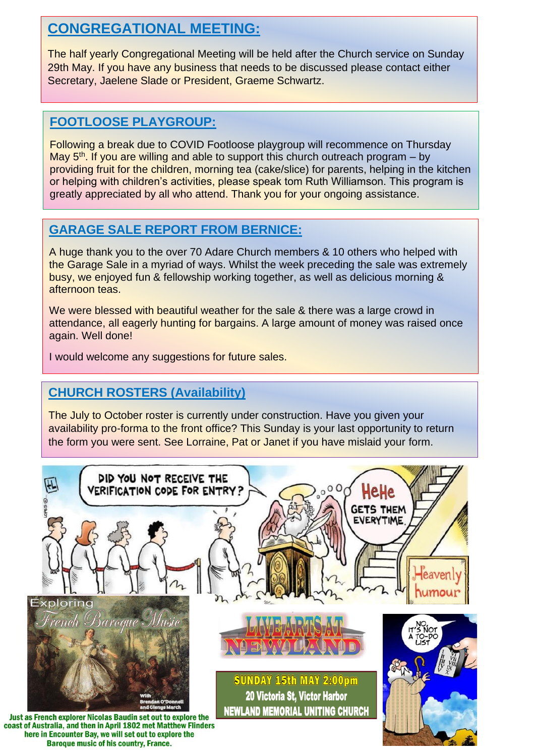## CONGREGATIONAL MEETING:

The half yearly Congregational Meeting will be held after the Church service on Sunday 29th May. If you have any business that needs to be discussed please contact either Secretary, Jaelene Slade or President, Graeme Schwartz.

## FOOTLOOSE PLAYGROUP:

Following a break due to COVID Footloose playgroup will recommence on Thursday May 5th. If you are willing and able to support this church outreach program – by providing fruit for the children, morning tea (cake/slice) for parents, helping in the kitchen or helping with children's activities, please speak tom Ruth Williamson. This program is greatly appreciated by all who attend. Thank you for your ongoing assistance.

## GARAGE SALE REPORT FROM BERNICE:

A huge thank you to the over 70 Adare Church members & 10 others who helped with the Garage Sale in a myriad of ways. Whilst the week preceding the sale was extremely busy, we enjoyed fun & fellowship working together, as well as delicious morning & afternoon teas.

We were blessed with beautiful weather for the sale & there was a large crowd in attendance, all eagerly hunting for bargains. A large amount of money was raised once again. Well done!

I would welcome any suggestions for future sales.

## CHURCH ROSTERS (Availability)

The July to October roster is currently under construction. Have you given your availability pro-forma to the front office? This Sunday is your last opportunity to return the form you were sent. See Lorraine, Pat or Janet if you have mislaid your form.

DID YOU NOT RECEIVE THE VERIFICATION CODE FOR ENTRY?

HeHe GETS THEM EVERYTIME.

Heavenly humour

Exploring French Baroque Music

With Brendan O'Donnell and Glenys March

**Just as French explorer Nicolas Baudin set out to explore the coast of Australia, and then in April 1802 met Matthew Flinders here in Encounter Bay, we will set out to explore the Baroque music of his country, France.**

LIVE ARTS AT NEWLAND

**SUNDAY 15th MAY 2:00pm**
**20 Victoria St, Victor Harbor**
**NEWLAND MEMORIAL UNITING CHURCH**

NO, IT'S NOT A TO-DO LIST